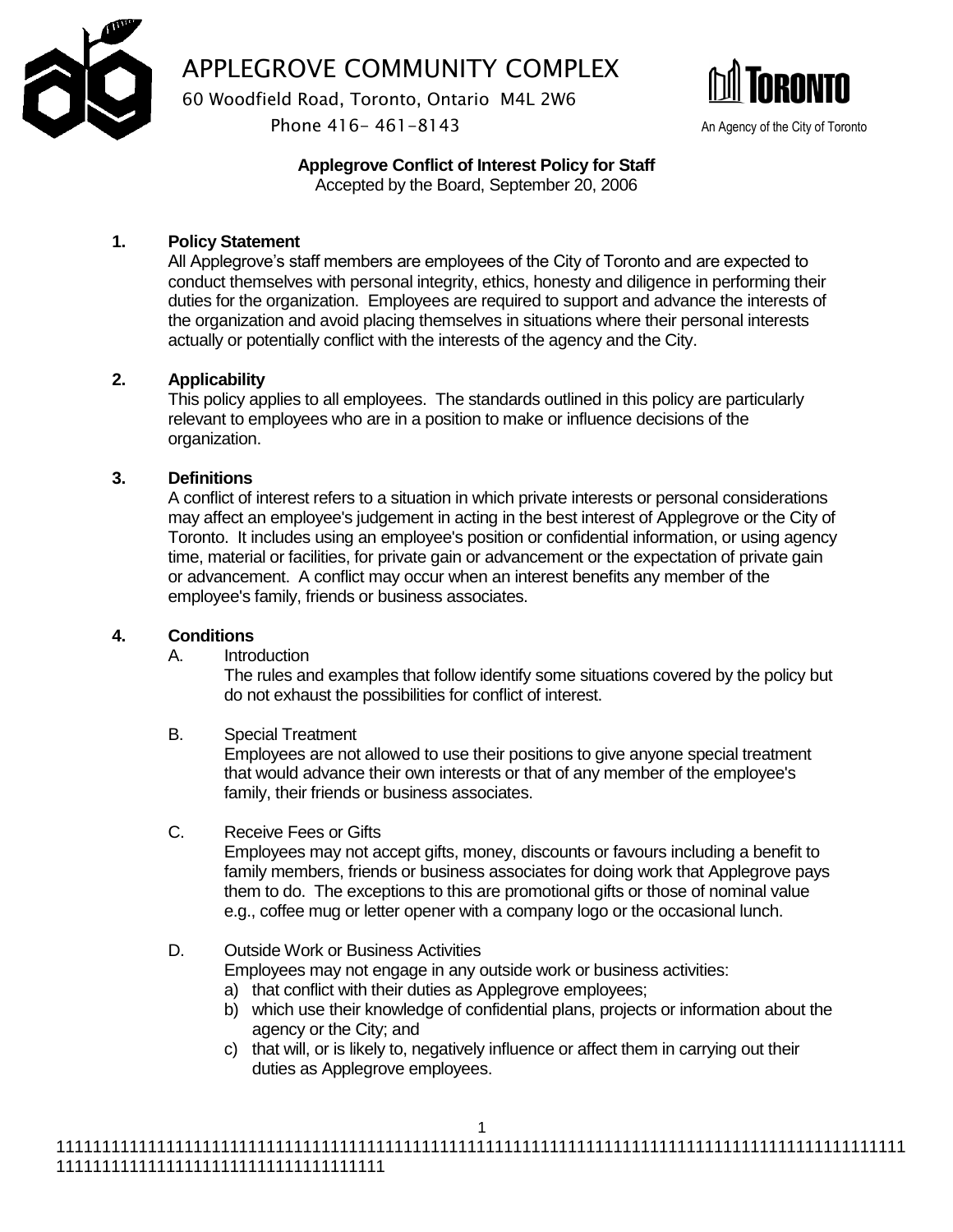# APPLEGROVE COMMUNITY COMPLEX

60 Woodfield Road, Toronto, Ontario M4L 2W6
Phone 416- 461-8143

TORONTO
An Agency of the City of Toronto

**Applegrove Conflict of Interest Policy for Staff**
Accepted by the Board, September 20, 2006

## 1. Policy Statement

All Applegrove's staff members are employees of the City of Toronto and are expected to conduct themselves with personal integrity, ethics, honesty and diligence in performing their duties for the organization. Employees are required to support and advance the interests of the organization and avoid placing themselves in situations where their personal interests actually or potentially conflict with the interests of the agency and the City.

## 2. Applicability

This policy applies to all employees. The standards outlined in this policy are particularly relevant to employees who are in a position to make or influence decisions of the organization.

## 3. Definitions

A conflict of interest refers to a situation in which private interests or personal considerations may affect an employee's judgement in acting in the best interest of Applegrove or the City of Toronto. It includes using an employee's position or confidential information, or using agency time, material or facilities, for private gain or advancement or the expectation of private gain or advancement. A conflict may occur when an interest benefits any member of the employee's family, friends or business associates.

## 4. Conditions

A. Introduction

The rules and examples that follow identify some situations covered by the policy but do not exhaust the possibilities for conflict of interest.

B. Special Treatment

Employees are not allowed to use their positions to give anyone special treatment that would advance their own interests or that of any member of the employee's family, their friends or business associates.

C. Receive Fees or Gifts

Employees may not accept gifts, money, discounts or favours including a benefit to family members, friends or business associates for doing work that Applegrove pays them to do. The exceptions to this are promotional gifts or those of nominal value e.g., coffee mug or letter opener with a company logo or the occasional lunch.

D. Outside Work or Business Activities

Employees may not engage in any outside work or business activities:

a) that conflict with their duties as Applegrove employees;
b) which use their knowledge of confidential plans, projects or information about the agency or the City; and
c) that will, or is likely to, negatively influence or affect them in carrying out their duties as Applegrove employees.

1111111111111111111111111111111111111111111111111111111111111111111111111111111111111111111111111111111111111111111111111111111111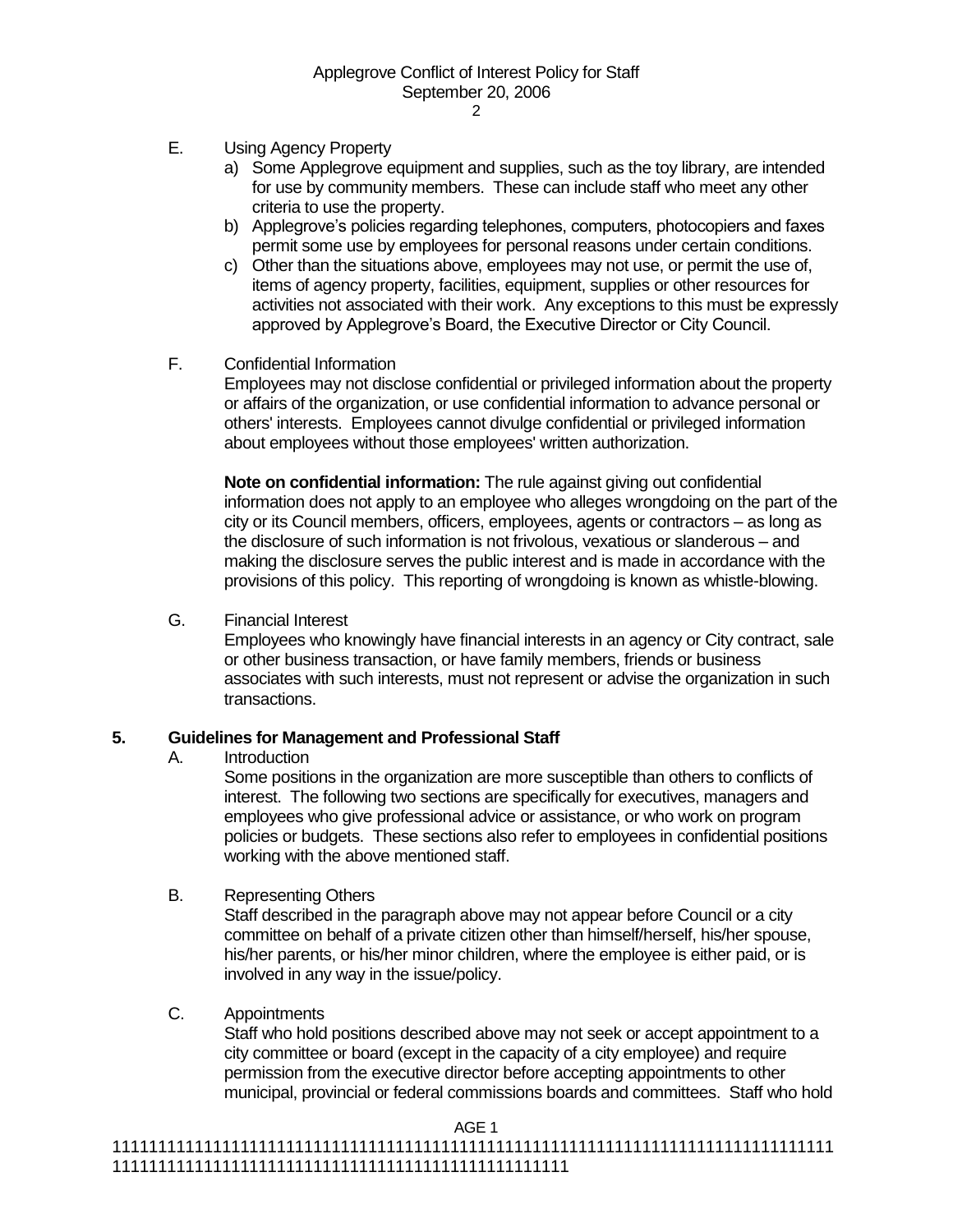E. Using Agency Property

a) Some Applegrove equipment and supplies, such as the toy library, are intended for use by community members. These can include staff who meet any other criteria to use the property.

b) Applegrove's policies regarding telephones, computers, photocopiers and faxes permit some use by employees for personal reasons under certain conditions.

c) Other than the situations above, employees may not use, or permit the use of, items of agency property, facilities, equipment, supplies or other resources for activities not associated with their work. Any exceptions to this must be expressly approved by Applegrove's Board, the Executive Director or City Council.

F. Confidential Information

Employees may not disclose confidential or privileged information about the property or affairs of the organization, or use confidential information to advance personal or others' interests. Employees cannot divulge confidential or privileged information about employees without those employees' written authorization.

**Note on confidential information:** The rule against giving out confidential information does not apply to an employee who alleges wrongdoing on the part of the city or its Council members, officers, employees, agents or contractors – as long as the disclosure of such information is not frivolous, vexatious or slanderous – and making the disclosure serves the public interest and is made in accordance with the provisions of this policy. This reporting of wrongdoing is known as whistle-blowing.

G. Financial Interest

Employees who knowingly have financial interests in an agency or City contract, sale or other business transaction, or have family members, friends or business associates with such interests, must not represent or advise the organization in such transactions.

## 5. Guidelines for Management and Professional Staff

A. Introduction

Some positions in the organization are more susceptible than others to conflicts of interest. The following two sections are specifically for executives, managers and employees who give professional advice or assistance, or who work on program policies or budgets. These sections also refer to employees in confidential positions working with the above mentioned staff.

B. Representing Others

Staff described in the paragraph above may not appear before Council or a city committee on behalf of a private citizen other than himself/herself, his/her spouse, his/her parents, or his/her minor children, where the employee is either paid, or is involved in any way in the issue/policy.

C. Appointments

Staff who hold positions described above may not seek or accept appointment to a city committee or board (except in the capacity of a city employee) and require permission from the executive director before accepting appointments to other municipal, provincial or federal commissions boards and committees. Staff who hold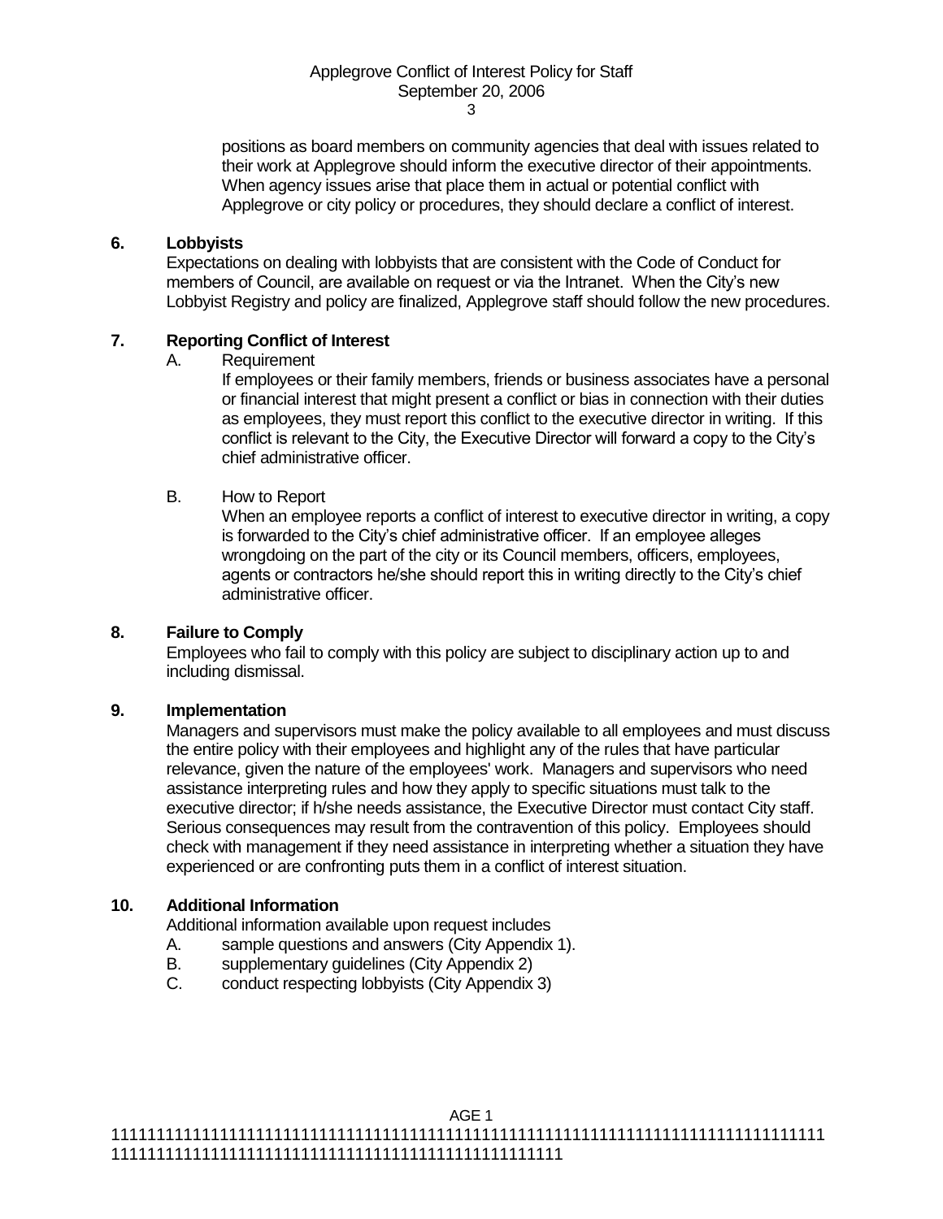positions as board members on community agencies that deal with issues related to their work at Applegrove should inform the executive director of their appointments. When agency issues arise that place them in actual or potential conflict with Applegrove or city policy or procedures, they should declare a conflict of interest.

## 6. Lobbyists

Expectations on dealing with lobbyists that are consistent with the Code of Conduct for members of Council, are available on request or via the Intranet. When the City's new Lobbyist Registry and policy are finalized, Applegrove staff should follow the new procedures.

## 7. Reporting Conflict of Interest

A. Requirement

If employees or their family members, friends or business associates have a personal or financial interest that might present a conflict or bias in connection with their duties as employees, they must report this conflict to the executive director in writing. If this conflict is relevant to the City, the Executive Director will forward a copy to the City's chief administrative officer.

B. How to Report

When an employee reports a conflict of interest to executive director in writing, a copy is forwarded to the City's chief administrative officer. If an employee alleges wrongdoing on the part of the city or its Council members, officers, employees, agents or contractors he/she should report this in writing directly to the City's chief administrative officer.

## 8. Failure to Comply

Employees who fail to comply with this policy are subject to disciplinary action up to and including dismissal.

## 9. Implementation

Managers and supervisors must make the policy available to all employees and must discuss the entire policy with their employees and highlight any of the rules that have particular relevance, given the nature of the employees' work. Managers and supervisors who need assistance interpreting rules and how they apply to specific situations must talk to the executive director; if h/she needs assistance, the Executive Director must contact City staff. Serious consequences may result from the contravention of this policy. Employees should check with management if they need assistance in interpreting whether a situation they have experienced or are confronting puts them in a conflict of interest situation.

## 10. Additional Information

Additional information available upon request includes

A. sample questions and answers (City Appendix 1).
B. supplementary guidelines (City Appendix 2)
C. conduct respecting lobbyists (City Appendix 3)

AGE 1

1111111111111111111111111111111111111111111111111111111111111111111111111111111111111111111111111111111111111111111111111111